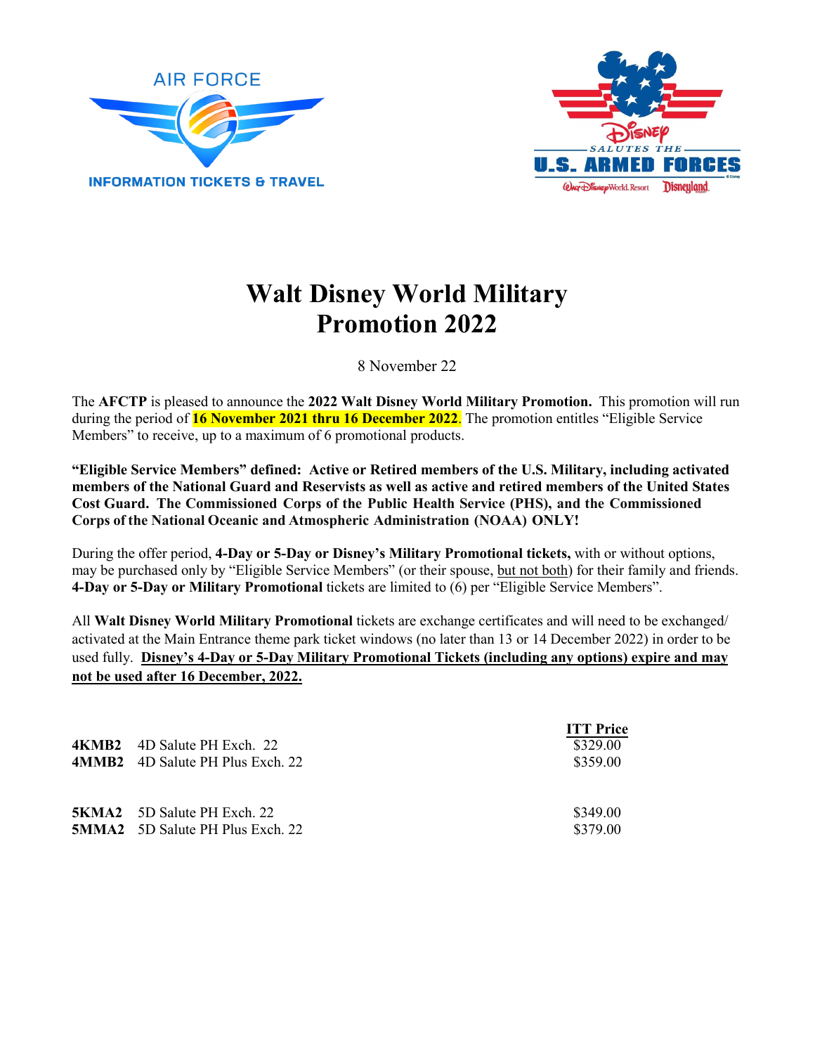AIR FORCE

INFORMATION TICKETS & TRAVEL

DISNEY SALUTES THE U.S. ARMED FORCES

Walt Disney World Resort Disneyland

# Walt Disney World Military Promotion 2022

8 November 22

The **AFCTP** is pleased to announce the **2022 Walt Disney World Military Promotion.** This promotion will run during the period of **16 November 2021 thru 16 December 2022**. The promotion entitles "Eligible Service Members" to receive, up to a maximum of 6 promotional products.

**"Eligible Service Members" defined: Active or Retired members of the U.S. Military, including activated members of the National Guard and Reservists as well as active and retired members of the United States Cost Guard. The Commissioned Corps of the Public Health Service (PHS), and the Commissioned Corps of the National Oceanic and Atmospheric Administration (NOAA) ONLY!**

During the offer period, **4-Day or 5-Day or Disney's Military Promotional tickets,** with or without options, may be purchased only by "Eligible Service Members" (or their spouse, but not both) for their family and friends. **4-Day or 5-Day or Military Promotional** tickets are limited to (6) per "Eligible Service Members".

All **Walt Disney World Military Promotional** tickets are exchange certificates and will need to be exchanged/ activated at the Main Entrance theme park ticket windows (no later than 13 or 14 December 2022) in order to be used fully. **Disney's 4-Day or 5-Day Military Promotional Tickets (including any options) expire and may not be used after 16 December, 2022.**

| | | ITT Price |
|---|---|---|
| **4KMB2** | 4D Salute PH Exch. 22 | $329.00 |
| **4MMB2** | 4D Salute PH Plus Exch. 22 | $359.00 |
| | | |
| **5KMA2** | 5D Salute PH Exch. 22 | $349.00 |
| **5MMA2** | 5D Salute PH Plus Exch. 22 | $379.00 |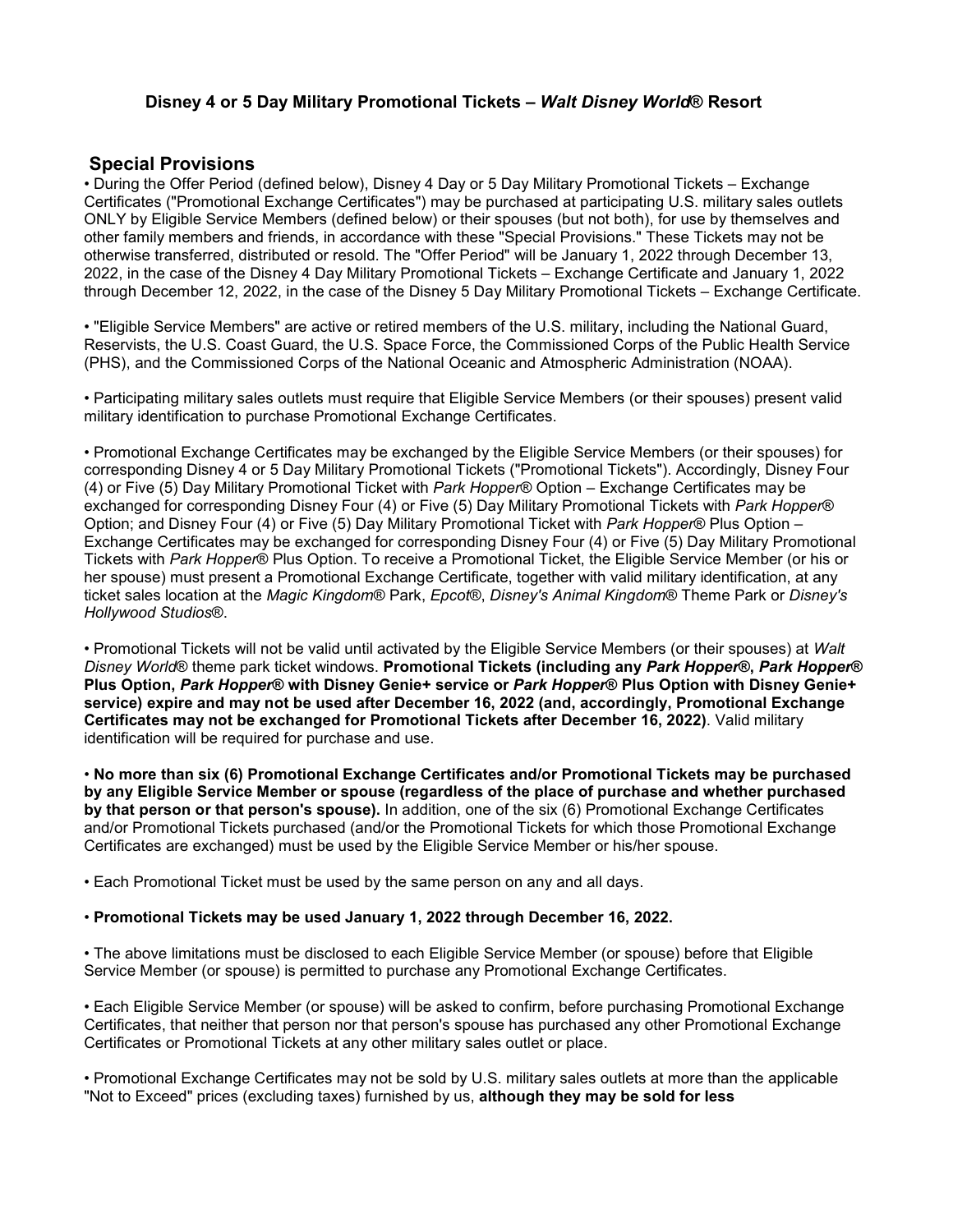### Disney 4 or 5 Day Military Promotional Tickets – *Walt Disney World*® Resort

## Special Provisions

• During the Offer Period (defined below), Disney 4 Day or 5 Day Military Promotional Tickets – Exchange Certificates ("Promotional Exchange Certificates") may be purchased at participating U.S. military sales outlets ONLY by Eligible Service Members (defined below) or their spouses (but not both), for use by themselves and other family members and friends, in accordance with these "Special Provisions." These Tickets may not be otherwise transferred, distributed or resold. The "Offer Period" will be January 1, 2022 through December 13, 2022, in the case of the Disney 4 Day Military Promotional Tickets – Exchange Certificate and January 1, 2022 through December 12, 2022, in the case of the Disney 5 Day Military Promotional Tickets – Exchange Certificate.

• "Eligible Service Members" are active or retired members of the U.S. military, including the National Guard, Reservists, the U.S. Coast Guard, the U.S. Space Force, the Commissioned Corps of the Public Health Service (PHS), and the Commissioned Corps of the National Oceanic and Atmospheric Administration (NOAA).

• Participating military sales outlets must require that Eligible Service Members (or their spouses) present valid military identification to purchase Promotional Exchange Certificates.

• Promotional Exchange Certificates may be exchanged by the Eligible Service Members (or their spouses) for corresponding Disney 4 or 5 Day Military Promotional Tickets ("Promotional Tickets"). Accordingly, Disney Four (4) or Five (5) Day Military Promotional Ticket with *Park Hopper*® Option – Exchange Certificates may be exchanged for corresponding Disney Four (4) or Five (5) Day Military Promotional Tickets with *Park Hopper*® Option; and Disney Four (4) or Five (5) Day Military Promotional Ticket with *Park Hopper*® Plus Option – Exchange Certificates may be exchanged for corresponding Disney Four (4) or Five (5) Day Military Promotional Tickets with *Park Hopper*® Plus Option. To receive a Promotional Ticket, the Eligible Service Member (or his or her spouse) must present a Promotional Exchange Certificate, together with valid military identification, at any ticket sales location at the *Magic Kingdom*® Park, *Epcot*®, *Disney's Animal Kingdom*® Theme Park or *Disney's Hollywood Studios*®.

• Promotional Tickets will not be valid until activated by the Eligible Service Members (or their spouses) at *Walt Disney World*® theme park ticket windows. **Promotional Tickets (including any *Park Hopper*®, *Park Hopper*® Plus Option, *Park Hopper*® with Disney Genie+ service or *Park Hopper*® Plus Option with Disney Genie+ service) expire and may not be used after December 16, 2022 (and, accordingly, Promotional Exchange Certificates may not be exchanged for Promotional Tickets after December 16, 2022)**. Valid military identification will be required for purchase and use.

• **No more than six (6) Promotional Exchange Certificates and/or Promotional Tickets may be purchased by any Eligible Service Member or spouse (regardless of the place of purchase and whether purchased by that person or that person's spouse).** In addition, one of the six (6) Promotional Exchange Certificates and/or Promotional Tickets purchased (and/or the Promotional Tickets for which those Promotional Exchange Certificates are exchanged) must be used by the Eligible Service Member or his/her spouse.

• Each Promotional Ticket must be used by the same person on any and all days.

• **Promotional Tickets may be used January 1, 2022 through December 16, 2022.**

• The above limitations must be disclosed to each Eligible Service Member (or spouse) before that Eligible Service Member (or spouse) is permitted to purchase any Promotional Exchange Certificates.

• Each Eligible Service Member (or spouse) will be asked to confirm, before purchasing Promotional Exchange Certificates, that neither that person nor that person's spouse has purchased any other Promotional Exchange Certificates or Promotional Tickets at any other military sales outlet or place.

• Promotional Exchange Certificates may not be sold by U.S. military sales outlets at more than the applicable "Not to Exceed" prices (excluding taxes) furnished by us, **although they may be sold for less**